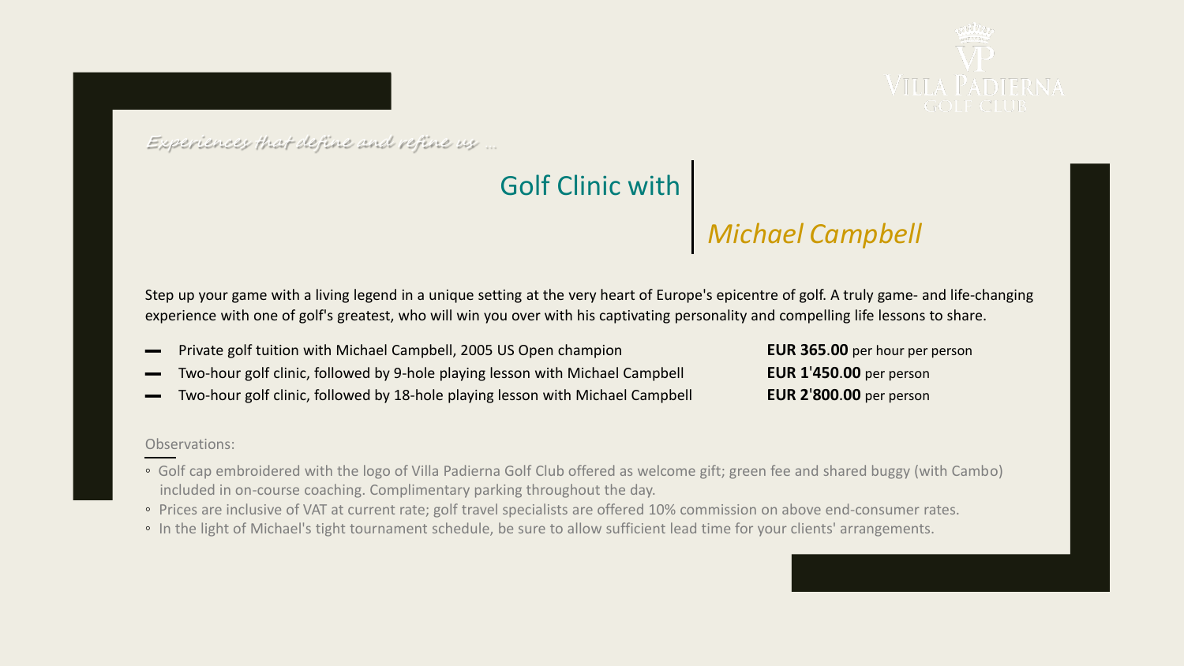VILLA PADIERNA
GOLF CLUB

*Experiences that define and refine us …*

# Golf Clinic with *Michael Campbell*

Step up your game with a living legend in a unique setting at the very heart of Europe's epicentre of golf. A truly game- and life-changing experience with one of golf's greatest, who will win you over with his captivating personality and compelling life lessons to share.

| Experience | Price |
|---|---|
| Private golf tuition with Michael Campbell, 2005 US Open champion | **EUR 365.00** per hour per person |
| Two-hour golf clinic, followed by 9-hole playing lesson with Michael Campbell | **EUR 1'450.00** per person |
| Two-hour golf clinic, followed by 18-hole playing lesson with Michael Campbell | **EUR 2'800.00** per person |

Observations:

- Golf cap embroidered with the logo of Villa Padierna Golf Club offered as welcome gift; green fee and shared buggy (with Cambo) included in on-course coaching. Complimentary parking throughout the day.
- Prices are inclusive of VAT at current rate; golf travel specialists are offered 10% commission on above end-consumer rates.
- In the light of Michael's tight tournament schedule, be sure to allow sufficient lead time for your clients' arrangements.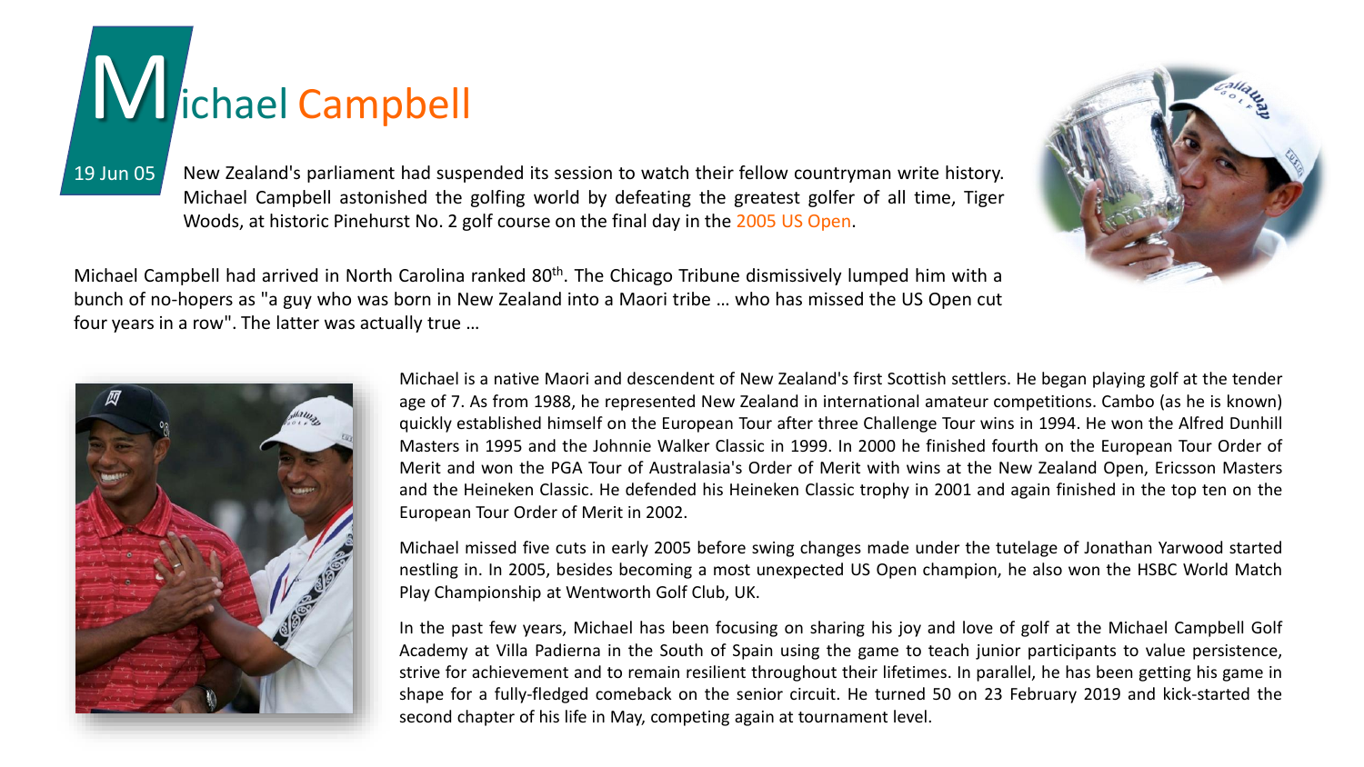# Michael Campbell

19 Jun 05

New Zealand's parliament had suspended its session to watch their fellow countryman write history. Michael Campbell astonished the golfing world by defeating the greatest golfer of all time, Tiger Woods, at historic Pinehurst No. 2 golf course on the final day in the 2005 US Open.

Michael Campbell had arrived in North Carolina ranked 80th. The Chicago Tribune dismissively lumped him with a bunch of no-hopers as "a guy who was born in New Zealand into a Maori tribe … who has missed the US Open cut four years in a row". The latter was actually true …

Michael is a native Maori and descendent of New Zealand's first Scottish settlers. He began playing golf at the tender age of 7. As from 1988, he represented New Zealand in international amateur competitions. Cambo (as he is known) quickly established himself on the European Tour after three Challenge Tour wins in 1994. He won the Alfred Dunhill Masters in 1995 and the Johnnie Walker Classic in 1999. In 2000 he finished fourth on the European Tour Order of Merit and won the PGA Tour of Australasia's Order of Merit with wins at the New Zealand Open, Ericsson Masters and the Heineken Classic. He defended his Heineken Classic trophy in 2001 and again finished in the top ten on the European Tour Order of Merit in 2002.

Michael missed five cuts in early 2005 before swing changes made under the tutelage of Jonathan Yarwood started nestling in. In 2005, besides becoming a most unexpected US Open champion, he also won the HSBC World Match Play Championship at Wentworth Golf Club, UK.

In the past few years, Michael has been focusing on sharing his joy and love of golf at the Michael Campbell Golf Academy at Villa Padierna in the South of Spain using the game to teach junior participants to value persistence, strive for achievement and to remain resilient throughout their lifetimes. In parallel, he has been getting his game in shape for a fully-fledged comeback on the senior circuit. He turned 50 on 23 February 2019 and kick-started the second chapter of his life in May, competing again at tournament level.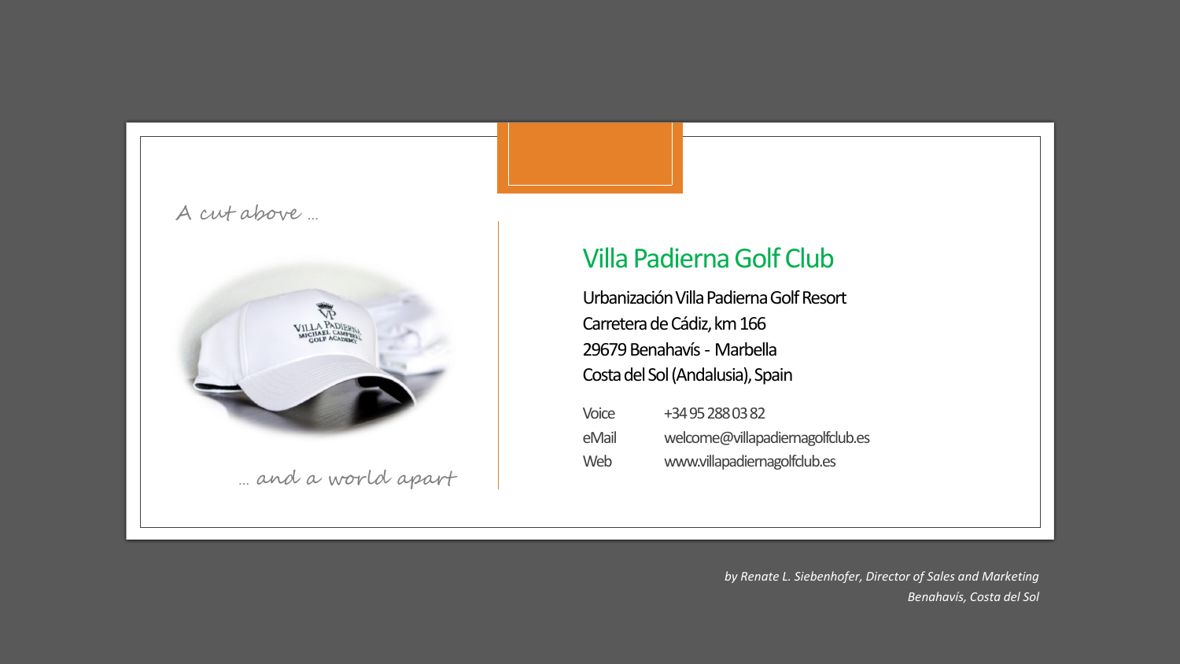*A cut above …*

*… and a world apart*

## Villa Padierna Golf Club

Urbanización Villa Padierna Golf Resort
Carretera de Cádiz, km 166
29679 Benahavís - Marbella
Costa del Sol (Andalusia), Spain

| | |
|---|---|
| Voice | +34 95 288 03 82 |
| eMail | welcome@villapadiernagolfclub.es |
| Web | www.villapadiernagolfclub.es |

*by Renate L. Siebenhofer, Director of Sales and Marketing*
*Benahavís, Costa del Sol*